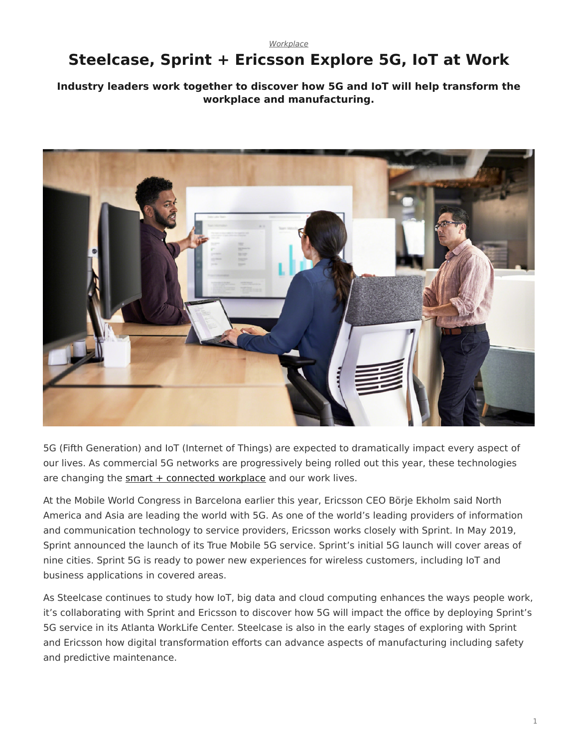*Workplace*

# Steelcase, Sprint + Ericsson Explore 5G, IoT at Work

**Industry leaders work together to discover how 5G and IoT will help transform the workplace and manufacturing.**

5G (Fifth Generation) and IoT (Internet of Things) are expected to dramatically impact every aspect of our lives. As commercial 5G networks are progressively being rolled out this year, these technologies are changing the smart + connected workplace and our work lives.

At the Mobile World Congress in Barcelona earlier this year, Ericsson CEO Börje Ekholm said North America and Asia are leading the world with 5G. As one of the world's leading providers of information and communication technology to service providers, Ericsson works closely with Sprint. In May 2019, Sprint announced the launch of its True Mobile 5G service. Sprint's initial 5G launch will cover areas of nine cities. Sprint 5G is ready to power new experiences for wireless customers, including IoT and business applications in covered areas.

As Steelcase continues to study how IoT, big data and cloud computing enhances the ways people work, it's collaborating with Sprint and Ericsson to discover how 5G will impact the office by deploying Sprint's 5G service in its Atlanta WorkLife Center. Steelcase is also in the early stages of exploring with Sprint and Ericsson how digital transformation efforts can advance aspects of manufacturing including safety and predictive maintenance.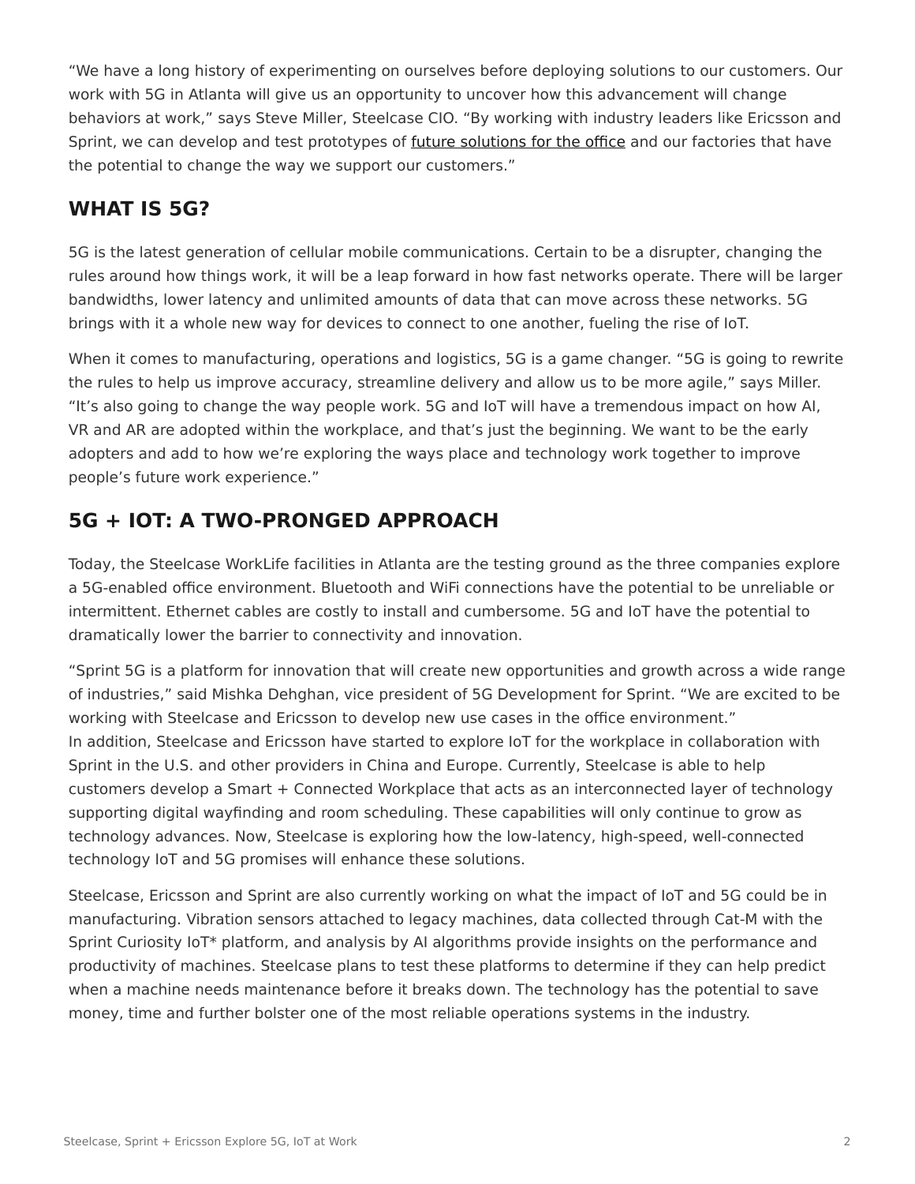"We have a long history of experimenting on ourselves before deploying solutions to our customers. Our work with 5G in Atlanta will give us an opportunity to uncover how this advancement will change behaviors at work," says Steve Miller, Steelcase CIO. "By working with industry leaders like Ericsson and Sprint, we can develop and test prototypes of future solutions for the office and our factories that have the potential to change the way we support our customers."

## WHAT IS 5G?

5G is the latest generation of cellular mobile communications. Certain to be a disrupter, changing the rules around how things work, it will be a leap forward in how fast networks operate. There will be larger bandwidths, lower latency and unlimited amounts of data that can move across these networks. 5G brings with it a whole new way for devices to connect to one another, fueling the rise of IoT.

When it comes to manufacturing, operations and logistics, 5G is a game changer. "5G is going to rewrite the rules to help us improve accuracy, streamline delivery and allow us to be more agile," says Miller. "It's also going to change the way people work. 5G and IoT will have a tremendous impact on how AI, VR and AR are adopted within the workplace, and that's just the beginning. We want to be the early adopters and add to how we're exploring the ways place and technology work together to improve people's future work experience."

## 5G + IOT: A TWO-PRONGED APPROACH

Today, the Steelcase WorkLife facilities in Atlanta are the testing ground as the three companies explore a 5G-enabled office environment. Bluetooth and WiFi connections have the potential to be unreliable or intermittent. Ethernet cables are costly to install and cumbersome. 5G and IoT have the potential to dramatically lower the barrier to connectivity and innovation.

"Sprint 5G is a platform for innovation that will create new opportunities and growth across a wide range of industries," said Mishka Dehghan, vice president of 5G Development for Sprint. "We are excited to be working with Steelcase and Ericsson to develop new use cases in the office environment."
In addition, Steelcase and Ericsson have started to explore IoT for the workplace in collaboration with Sprint in the U.S. and other providers in China and Europe. Currently, Steelcase is able to help customers develop a Smart + Connected Workplace that acts as an interconnected layer of technology supporting digital wayfinding and room scheduling. These capabilities will only continue to grow as technology advances. Now, Steelcase is exploring how the low-latency, high-speed, well-connected technology IoT and 5G promises will enhance these solutions.

Steelcase, Ericsson and Sprint are also currently working on what the impact of IoT and 5G could be in manufacturing. Vibration sensors attached to legacy machines, data collected through Cat-M with the Sprint Curiosity IoT* platform, and analysis by AI algorithms provide insights on the performance and productivity of machines. Steelcase plans to test these platforms to determine if they can help predict when a machine needs maintenance before it breaks down. The technology has the potential to save money, time and further bolster one of the most reliable operations systems in the industry.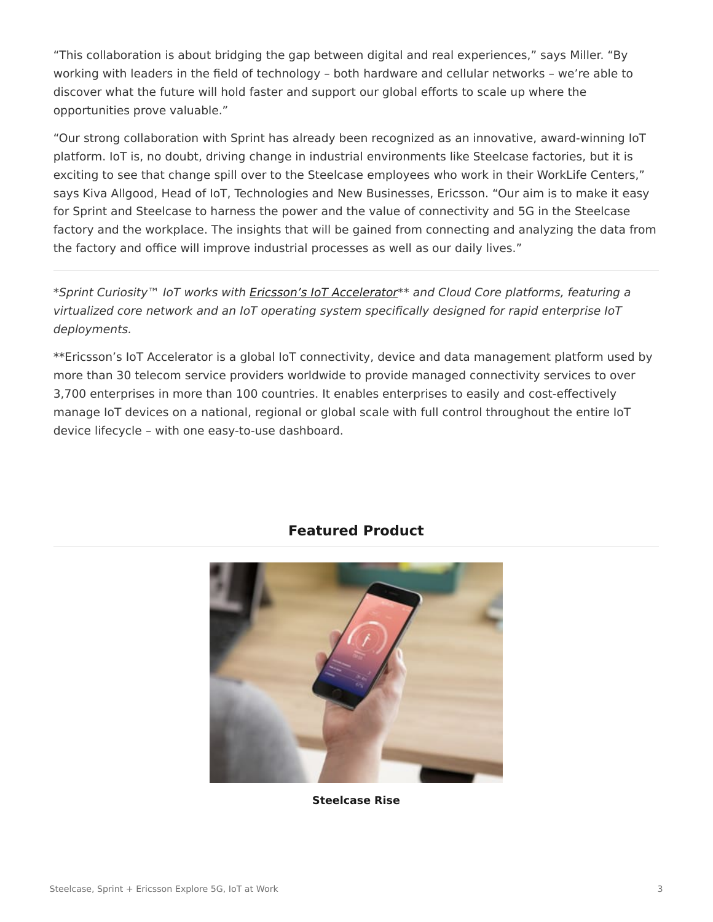"This collaboration is about bridging the gap between digital and real experiences," says Miller. "By working with leaders in the field of technology – both hardware and cellular networks – we're able to discover what the future will hold faster and support our global efforts to scale up where the opportunities prove valuable."

"Our strong collaboration with Sprint has already been recognized as an innovative, award-winning IoT platform. IoT is, no doubt, driving change in industrial environments like Steelcase factories, but it is exciting to see that change spill over to the Steelcase employees who work in their WorkLife Centers," says Kiva Allgood, Head of IoT, Technologies and New Businesses, Ericsson. "Our aim is to make it easy for Sprint and Steelcase to harness the power and the value of connectivity and 5G in the Steelcase factory and the workplace. The insights that will be gained from connecting and analyzing the data from the factory and office will improve industrial processes as well as our daily lives."

---

*\*Sprint Curiosity™ IoT works with Ericsson's IoT Accelerator\*\* and Cloud Core platforms, featuring a virtualized core network and an IoT operating system specifically designed for rapid enterprise IoT deployments.*

**Ericsson's IoT Accelerator is a global IoT connectivity, device and data management platform used by more than 30 telecom service providers worldwide to provide managed connectivity services to over 3,700 enterprises in more than 100 countries. It enables enterprises to easily and cost-effectively manage IoT devices on a national, regional or global scale with full control throughout the entire IoT device lifecycle – with one easy-to-use dashboard.

## Featured Product

**Steelcase Rise**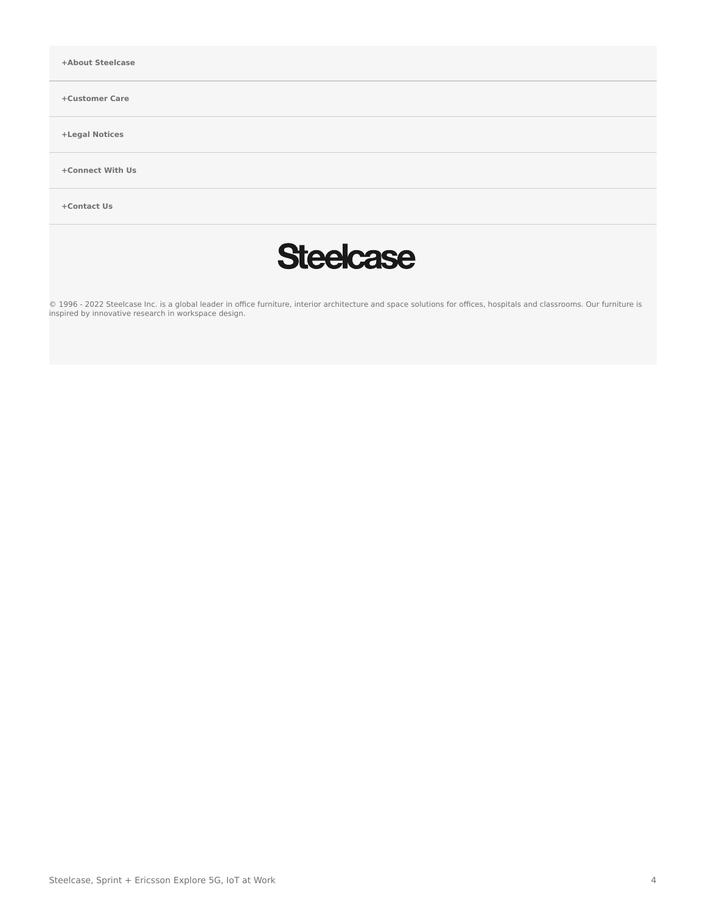**+About Steelcase**

**+Customer Care**

**+Legal Notices**

**+Connect With Us**

**+Contact Us**

Steelcase

© 1996 - 2022 Steelcase Inc. is a global leader in office furniture, interior architecture and space solutions for offices, hospitals and classrooms. Our furniture is inspired by innovative research in workspace design.